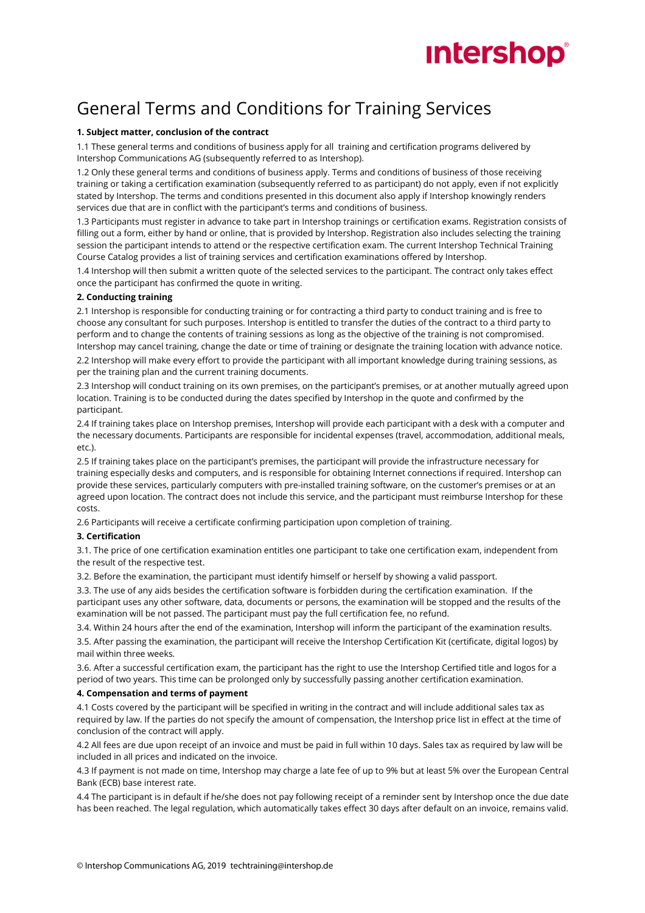# General Terms and Conditions for Training Services

**1. Subject matter, conclusion of the contract**

1.1 These general terms and conditions of business apply for all training and certification programs delivered by Intershop Communications AG (subsequently referred to as Intershop).

1.2 Only these general terms and conditions of business apply. Terms and conditions of business of those receiving training or taking a certification examination (subsequently referred to as participant) do not apply, even if not explicitly stated by Intershop. The terms and conditions presented in this document also apply if Intershop knowingly renders services due that are in conflict with the participant's terms and conditions of business.

1.3 Participants must register in advance to take part in Intershop trainings or certification exams. Registration consists of filling out a form, either by hand or online, that is provided by Intershop. Registration also includes selecting the training session the participant intends to attend or the respective certification exam. The current Intershop Technical Training Course Catalog provides a list of training services and certification examinations offered by Intershop.

1.4 Intershop will then submit a written quote of the selected services to the participant. The contract only takes effect once the participant has confirmed the quote in writing.

**2. Conducting training**

2.1 Intershop is responsible for conducting training or for contracting a third party to conduct training and is free to choose any consultant for such purposes. Intershop is entitled to transfer the duties of the contract to a third party to perform and to change the contents of training sessions as long as the objective of the training is not compromised. Intershop may cancel training, change the date or time of training or designate the training location with advance notice.

2.2 Intershop will make every effort to provide the participant with all important knowledge during training sessions, as per the training plan and the current training documents.

2.3 Intershop will conduct training on its own premises, on the participant's premises, or at another mutually agreed upon location. Training is to be conducted during the dates specified by Intershop in the quote and confirmed by the participant.

2.4 If training takes place on Intershop premises, Intershop will provide each participant with a desk with a computer and the necessary documents. Participants are responsible for incidental expenses (travel, accommodation, additional meals, etc.).

2.5 If training takes place on the participant's premises, the participant will provide the infrastructure necessary for training especially desks and computers, and is responsible for obtaining Internet connections if required. Intershop can provide these services, particularly computers with pre-installed training software, on the customer's premises or at an agreed upon location. The contract does not include this service, and the participant must reimburse Intershop for these costs.

2.6 Participants will receive a certificate confirming participation upon completion of training.

**3. Certification**

3.1. The price of one certification examination entitles one participant to take one certification exam, independent from the result of the respective test.

3.2. Before the examination, the participant must identify himself or herself by showing a valid passport.

3.3. The use of any aids besides the certification software is forbidden during the certification examination. If the participant uses any other software, data, documents or persons, the examination will be stopped and the results of the examination will be not passed. The participant must pay the full certification fee, no refund.

3.4. Within 24 hours after the end of the examination, Intershop will inform the participant of the examination results.

3.5. After passing the examination, the participant will receive the Intershop Certification Kit (certificate, digital logos) by mail within three weeks.

3.6. After a successful certification exam, the participant has the right to use the Intershop Certified title and logos for a period of two years. This time can be prolonged only by successfully passing another certification examination.

**4. Compensation and terms of payment**

4.1 Costs covered by the participant will be specified in writing in the contract and will include additional sales tax as required by law. If the parties do not specify the amount of compensation, the Intershop price list in effect at the time of conclusion of the contract will apply.

4.2 All fees are due upon receipt of an invoice and must be paid in full within 10 days. Sales tax as required by law will be included in all prices and indicated on the invoice.

4.3 If payment is not made on time, Intershop may charge a late fee of up to 9% but at least 5% over the European Central Bank (ECB) base interest rate.

4.4 The participant is in default if he/she does not pay following receipt of a reminder sent by Intershop once the due date has been reached. The legal regulation, which automatically takes effect 30 days after default on an invoice, remains valid.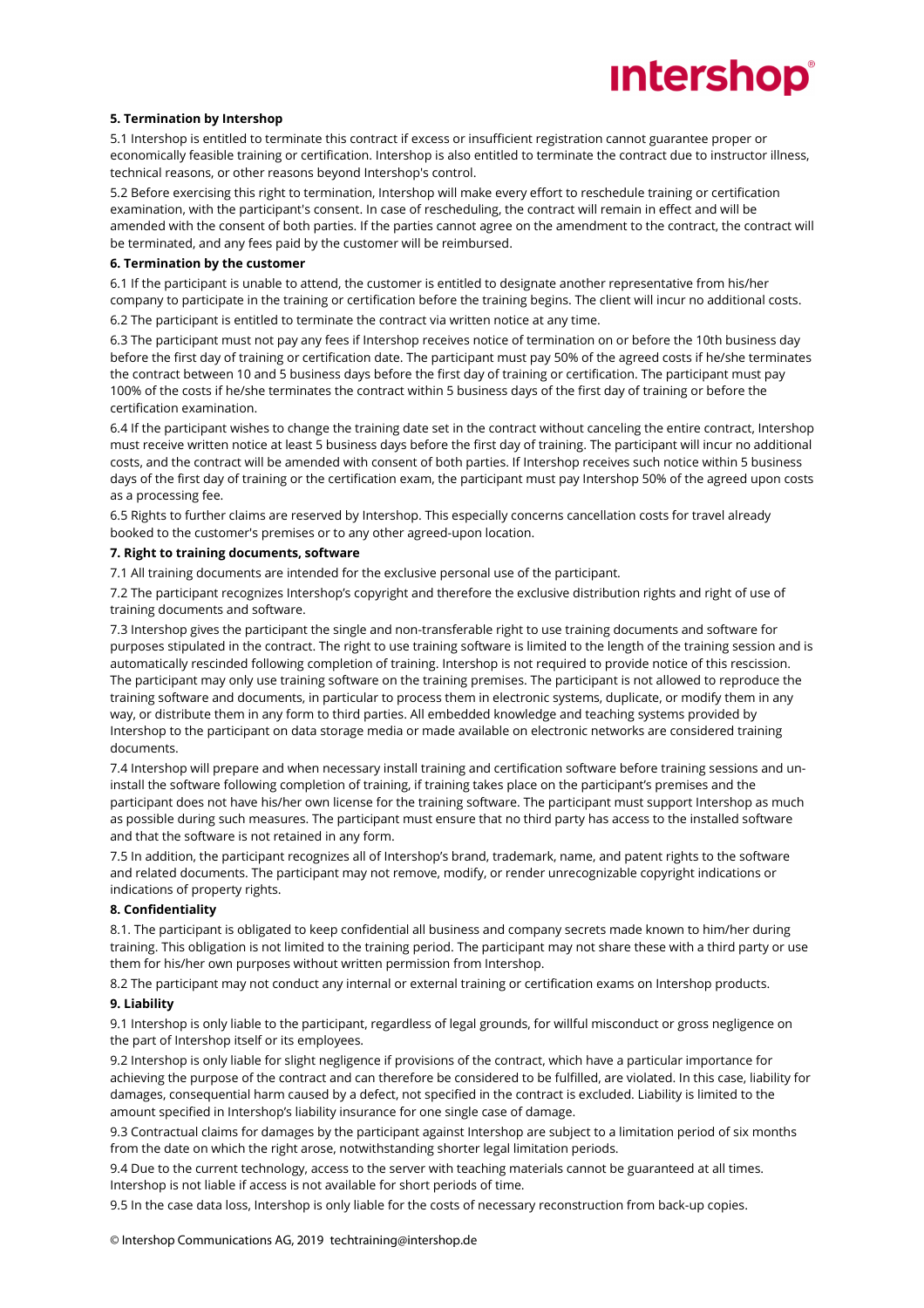**5. Termination by Intershop**

5.1 Intershop is entitled to terminate this contract if excess or insufficient registration cannot guarantee proper or economically feasible training or certification. Intershop is also entitled to terminate the contract due to instructor illness, technical reasons, or other reasons beyond Intershop's control.

5.2 Before exercising this right to termination, Intershop will make every effort to reschedule training or certification examination, with the participant's consent. In case of rescheduling, the contract will remain in effect and will be amended with the consent of both parties. If the parties cannot agree on the amendment to the contract, the contract will be terminated, and any fees paid by the customer will be reimbursed.

**6. Termination by the customer**

6.1 If the participant is unable to attend, the customer is entitled to designate another representative from his/her company to participate in the training or certification before the training begins. The client will incur no additional costs.

6.2 The participant is entitled to terminate the contract via written notice at any time.

6.3 The participant must not pay any fees if Intershop receives notice of termination on or before the 10th business day before the first day of training or certification date. The participant must pay 50% of the agreed costs if he/she terminates the contract between 10 and 5 business days before the first day of training or certification. The participant must pay 100% of the costs if he/she terminates the contract within 5 business days of the first day of training or before the certification examination.

6.4 If the participant wishes to change the training date set in the contract without canceling the entire contract, Intershop must receive written notice at least 5 business days before the first day of training. The participant will incur no additional costs, and the contract will be amended with consent of both parties. If Intershop receives such notice within 5 business days of the first day of training or the certification exam, the participant must pay Intershop 50% of the agreed upon costs as a processing fee.

6.5 Rights to further claims are reserved by Intershop. This especially concerns cancellation costs for travel already booked to the customer's premises or to any other agreed-upon location.

**7. Right to training documents, software**

7.1 All training documents are intended for the exclusive personal use of the participant.

7.2 The participant recognizes Intershop's copyright and therefore the exclusive distribution rights and right of use of training documents and software.

7.3 Intershop gives the participant the single and non-transferable right to use training documents and software for purposes stipulated in the contract. The right to use training software is limited to the length of the training session and is automatically rescinded following completion of training. Intershop is not required to provide notice of this rescission. The participant may only use training software on the training premises. The participant is not allowed to reproduce the training software and documents, in particular to process them in electronic systems, duplicate, or modify them in any way, or distribute them in any form to third parties. All embedded knowledge and teaching systems provided by Intershop to the participant on data storage media or made available on electronic networks are considered training documents.

7.4 Intershop will prepare and when necessary install training and certification software before training sessions and un-install the software following completion of training, if training takes place on the participant's premises and the participant does not have his/her own license for the training software. The participant must support Intershop as much as possible during such measures. The participant must ensure that no third party has access to the installed software and that the software is not retained in any form.

7.5 In addition, the participant recognizes all of Intershop's brand, trademark, name, and patent rights to the software and related documents. The participant may not remove, modify, or render unrecognizable copyright indications or indications of property rights.

**8. Confidentiality**

8.1. The participant is obligated to keep confidential all business and company secrets made known to him/her during training. This obligation is not limited to the training period. The participant may not share these with a third party or use them for his/her own purposes without written permission from Intershop.

8.2 The participant may not conduct any internal or external training or certification exams on Intershop products.

**9. Liability**

9.1 Intershop is only liable to the participant, regardless of legal grounds, for willful misconduct or gross negligence on the part of Intershop itself or its employees.

9.2 Intershop is only liable for slight negligence if provisions of the contract, which have a particular importance for achieving the purpose of the contract and can therefore be considered to be fulfilled, are violated. In this case, liability for damages, consequential harm caused by a defect, not specified in the contract is excluded. Liability is limited to the amount specified in Intershop's liability insurance for one single case of damage.

9.3 Contractual claims for damages by the participant against Intershop are subject to a limitation period of six months from the date on which the right arose, notwithstanding shorter legal limitation periods.

9.4 Due to the current technology, access to the server with teaching materials cannot be guaranteed at all times. Intershop is not liable if access is not available for short periods of time.

9.5 In the case data loss, Intershop is only liable for the costs of necessary reconstruction from back-up copies.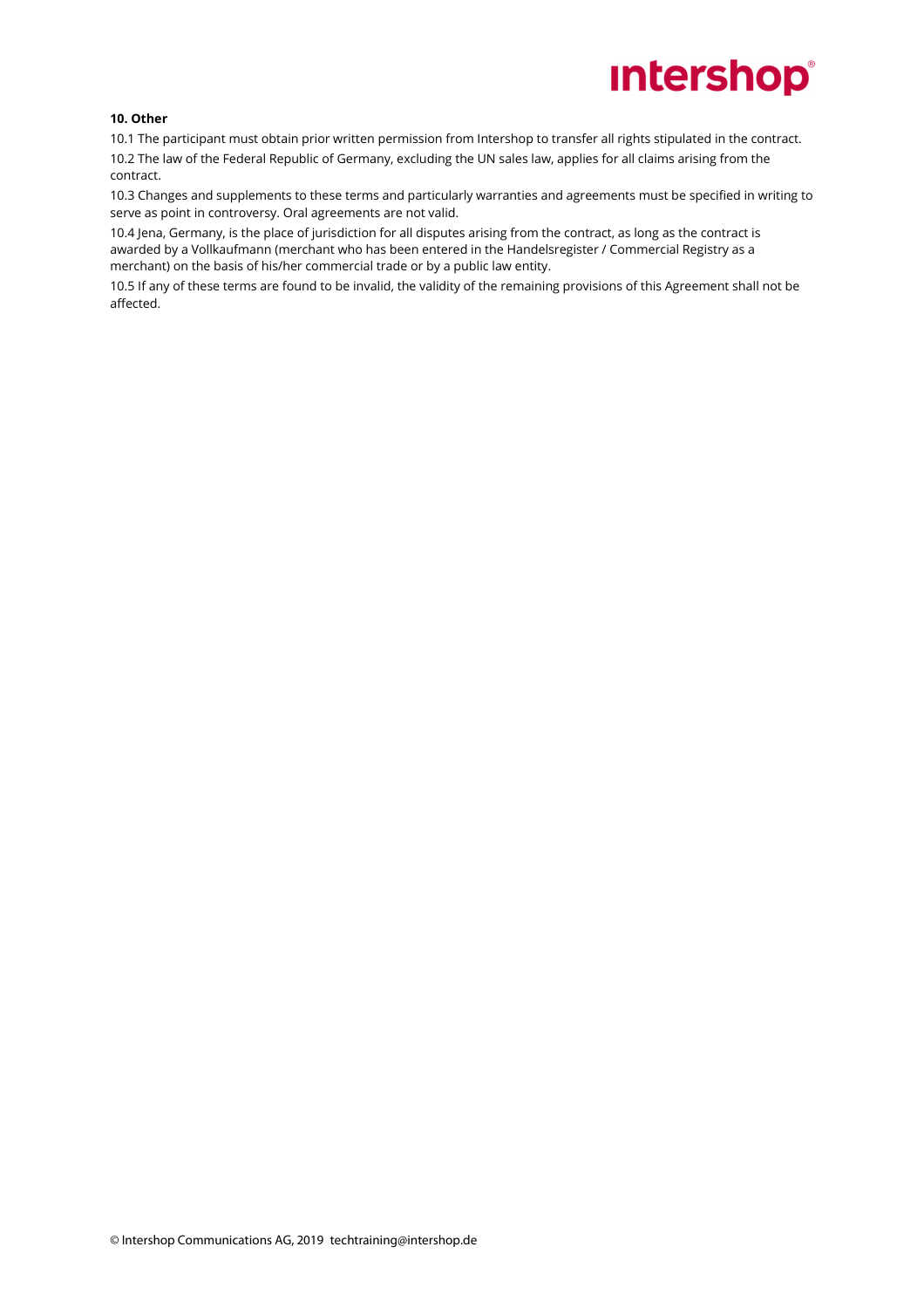**10. Other**

10.1 The participant must obtain prior written permission from Intershop to transfer all rights stipulated in the contract.

10.2 The law of the Federal Republic of Germany, excluding the UN sales law, applies for all claims arising from the contract.

10.3 Changes and supplements to these terms and particularly warranties and agreements must be specified in writing to serve as point in controversy. Oral agreements are not valid.

10.4 Jena, Germany, is the place of jurisdiction for all disputes arising from the contract, as long as the contract is awarded by a Vollkaufmann (merchant who has been entered in the Handelsregister / Commercial Registry as a merchant) on the basis of his/her commercial trade or by a public law entity.

10.5 If any of these terms are found to be invalid, the validity of the remaining provisions of this Agreement shall not be affected.